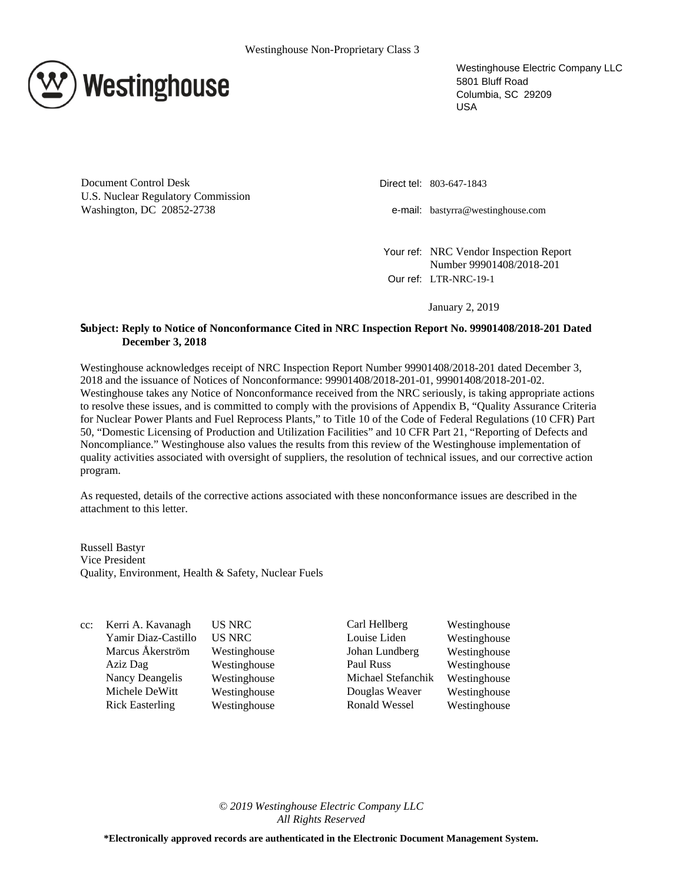Westinghouse Non-Proprietary Class 3

Westinghouse Electric Company LLC
5801 Bluff Road
Columbia, SC 29209
USA

Document Control Desk
U.S. Nuclear Regulatory Commission
Washington, DC 20852-2738

Direct tel: 803-647-1843

e-mail: bastyrra@westinghouse.com

Your ref: NRC Vendor Inspection Report Number 99901408/2018-201

Our ref: LTR-NRC-19-1

January 2, 2019

**Subject: Reply to Notice of Nonconformance Cited in NRC Inspection Report No. 99901408/2018-201 Dated December 3, 2018**

Westinghouse acknowledges receipt of NRC Inspection Report Number 99901408/2018-201 dated December 3, 2018 and the issuance of Notices of Nonconformance: 99901408/2018-201-01, 99901408/2018-201-02. Westinghouse takes any Notice of Nonconformance received from the NRC seriously, is taking appropriate actions to resolve these issues, and is committed to comply with the provisions of Appendix B, "Quality Assurance Criteria for Nuclear Power Plants and Fuel Reprocess Plants," to Title 10 of the Code of Federal Regulations (10 CFR) Part 50, "Domestic Licensing of Production and Utilization Facilities" and 10 CFR Part 21, "Reporting of Defects and Noncompliance." Westinghouse also values the results from this review of the Westinghouse implementation of quality activities associated with oversight of suppliers, the resolution of technical issues, and our corrective action program.

As requested, details of the corrective actions associated with these nonconformance issues are described in the attachment to this letter.

Russell Bastyr
Vice President
Quality, Environment, Health & Safety, Nuclear Fuels

| cc: | | | | |
|---|---|---|---|---|
| | Kerri A. Kavanagh | US NRC | Carl Hellberg | Westinghouse |
| | Yamir Diaz-Castillo | US NRC | Louise Liden | Westinghouse |
| | Marcus Åkerström | Westinghouse | Johan Lundberg | Westinghouse |
| | Aziz Dag | Westinghouse | Paul Russ | Westinghouse |
| | Nancy Deangelis | Westinghouse | Michael Stefanchik | Westinghouse |
| | Michele DeWitt | Westinghouse | Douglas Weaver | Westinghouse |
| | Rick Easterling | Westinghouse | Ronald Wessel | Westinghouse |

*© 2019 Westinghouse Electric Company LLC*
*All Rights Reserved*

**\*Electronically approved records are authenticated in the Electronic Document Management System.**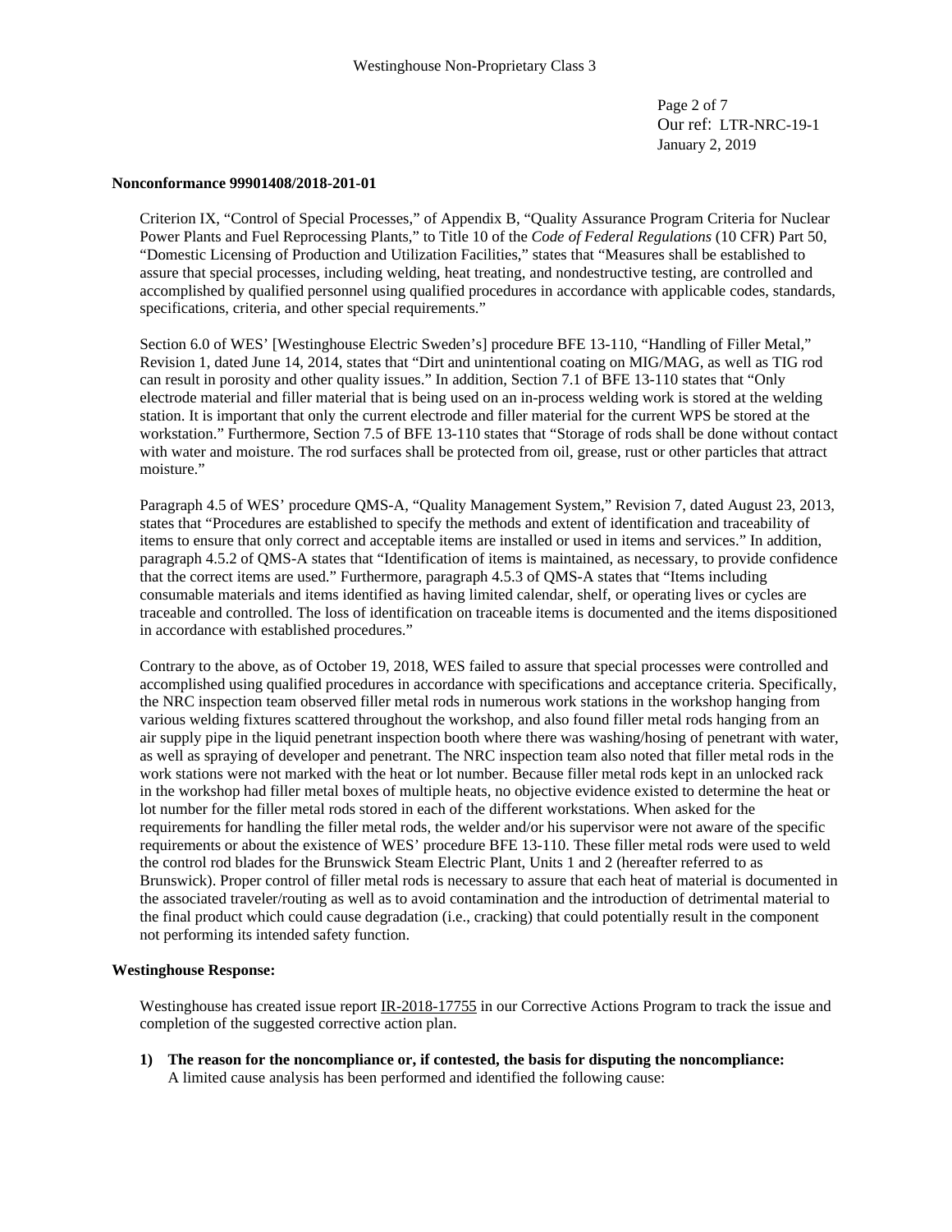**Nonconformance 99901408/2018-201-01**

Criterion IX, "Control of Special Processes," of Appendix B, "Quality Assurance Program Criteria for Nuclear Power Plants and Fuel Reprocessing Plants," to Title 10 of the *Code of Federal Regulations* (10 CFR) Part 50, "Domestic Licensing of Production and Utilization Facilities," states that "Measures shall be established to assure that special processes, including welding, heat treating, and nondestructive testing, are controlled and accomplished by qualified personnel using qualified procedures in accordance with applicable codes, standards, specifications, criteria, and other special requirements."

Section 6.0 of WES' [Westinghouse Electric Sweden's] procedure BFE 13-110, "Handling of Filler Metal," Revision 1, dated June 14, 2014, states that "Dirt and unintentional coating on MIG/MAG, as well as TIG rod can result in porosity and other quality issues." In addition, Section 7.1 of BFE 13-110 states that "Only electrode material and filler material that is being used on an in-process welding work is stored at the welding station. It is important that only the current electrode and filler material for the current WPS be stored at the workstation." Furthermore, Section 7.5 of BFE 13-110 states that "Storage of rods shall be done without contact with water and moisture. The rod surfaces shall be protected from oil, grease, rust or other particles that attract moisture."

Paragraph 4.5 of WES' procedure QMS-A, "Quality Management System," Revision 7, dated August 23, 2013, states that "Procedures are established to specify the methods and extent of identification and traceability of items to ensure that only correct and acceptable items are installed or used in items and services." In addition, paragraph 4.5.2 of QMS-A states that "Identification of items is maintained, as necessary, to provide confidence that the correct items are used." Furthermore, paragraph 4.5.3 of QMS-A states that "Items including consumable materials and items identified as having limited calendar, shelf, or operating lives or cycles are traceable and controlled. The loss of identification on traceable items is documented and the items dispositioned in accordance with established procedures."

Contrary to the above, as of October 19, 2018, WES failed to assure that special processes were controlled and accomplished using qualified procedures in accordance with specifications and acceptance criteria. Specifically, the NRC inspection team observed filler metal rods in numerous work stations in the workshop hanging from various welding fixtures scattered throughout the workshop, and also found filler metal rods hanging from an air supply pipe in the liquid penetrant inspection booth where there was washing/hosing of penetrant with water, as well as spraying of developer and penetrant. The NRC inspection team also noted that filler metal rods in the work stations were not marked with the heat or lot number. Because filler metal rods kept in an unlocked rack in the workshop had filler metal boxes of multiple heats, no objective evidence existed to determine the heat or lot number for the filler metal rods stored in each of the different workstations. When asked for the requirements for handling the filler metal rods, the welder and/or his supervisor were not aware of the specific requirements or about the existence of WES' procedure BFE 13-110. These filler metal rods were used to weld the control rod blades for the Brunswick Steam Electric Plant, Units 1 and 2 (hereafter referred to as Brunswick). Proper control of filler metal rods is necessary to assure that each heat of material is documented in the associated traveler/routing as well as to avoid contamination and the introduction of detrimental material to the final product which could cause degradation (i.e., cracking) that could potentially result in the component not performing its intended safety function.

**Westinghouse Response:**

Westinghouse has created issue report IR-2018-17755 in our Corrective Actions Program to track the issue and completion of the suggested corrective action plan.

1) **The reason for the noncompliance or, if contested, the basis for disputing the noncompliance:**
A limited cause analysis has been performed and identified the following cause: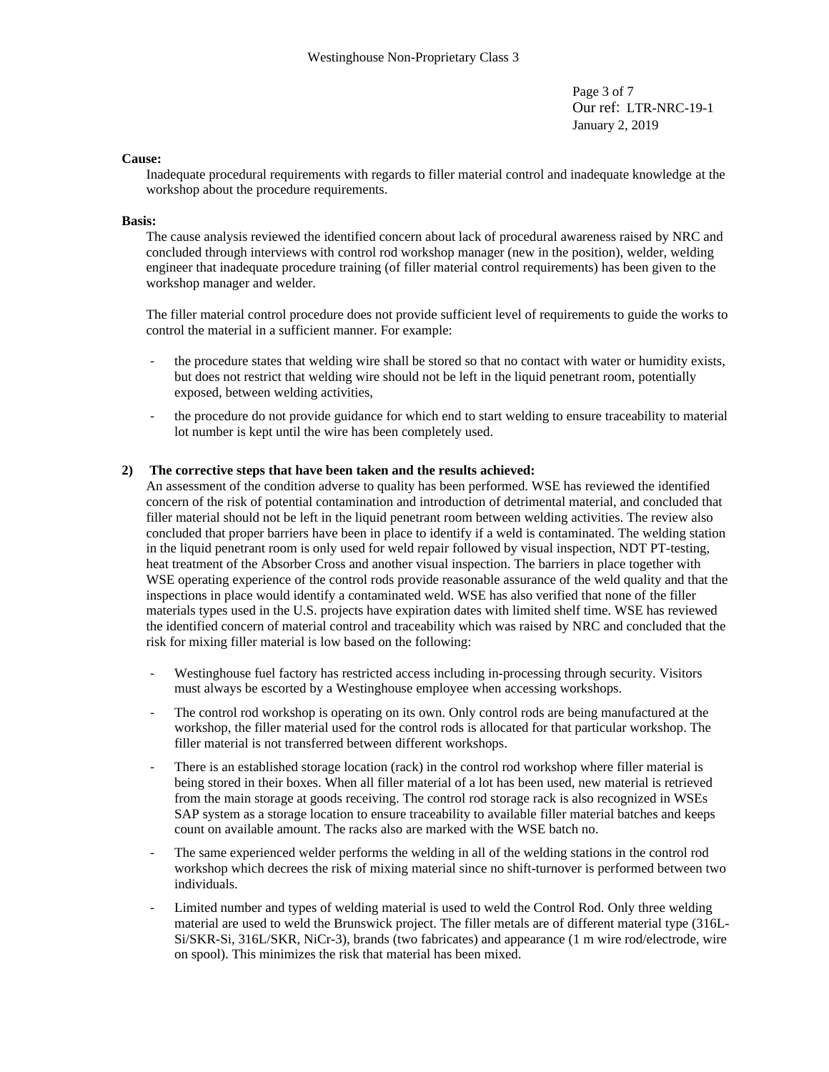**Cause:**

Inadequate procedural requirements with regards to filler material control and inadequate knowledge at the workshop about the procedure requirements.

**Basis:**

The cause analysis reviewed the identified concern about lack of procedural awareness raised by NRC and concluded through interviews with control rod workshop manager (new in the position), welder, welding engineer that inadequate procedure training (of filler material control requirements) has been given to the workshop manager and welder.

The filler material control procedure does not provide sufficient level of requirements to guide the works to control the material in a sufficient manner. For example:

- the procedure states that welding wire shall be stored so that no contact with water or humidity exists, but does not restrict that welding wire should not be left in the liquid penetrant room, potentially exposed, between welding activities,
- the procedure do not provide guidance for which end to start welding to ensure traceability to material lot number is kept until the wire has been completely used.

**2) The corrective steps that have been taken and the results achieved:**

An assessment of the condition adverse to quality has been performed. WSE has reviewed the identified concern of the risk of potential contamination and introduction of detrimental material, and concluded that filler material should not be left in the liquid penetrant room between welding activities. The review also concluded that proper barriers have been in place to identify if a weld is contaminated. The welding station in the liquid penetrant room is only used for weld repair followed by visual inspection, NDT PT-testing, heat treatment of the Absorber Cross and another visual inspection. The barriers in place together with WSE operating experience of the control rods provide reasonable assurance of the weld quality and that the inspections in place would identify a contaminated weld. WSE has also verified that none of the filler materials types used in the U.S. projects have expiration dates with limited shelf time. WSE has reviewed the identified concern of material control and traceability which was raised by NRC and concluded that the risk for mixing filler material is low based on the following:

- Westinghouse fuel factory has restricted access including in-processing through security. Visitors must always be escorted by a Westinghouse employee when accessing workshops.
- The control rod workshop is operating on its own. Only control rods are being manufactured at the workshop, the filler material used for the control rods is allocated for that particular workshop. The filler material is not transferred between different workshops.
- There is an established storage location (rack) in the control rod workshop where filler material is being stored in their boxes. When all filler material of a lot has been used, new material is retrieved from the main storage at goods receiving. The control rod storage rack is also recognized in WSEs SAP system as a storage location to ensure traceability to available filler material batches and keeps count on available amount. The racks also are marked with the WSE batch no.
- The same experienced welder performs the welding in all of the welding stations in the control rod workshop which decrees the risk of mixing material since no shift-turnover is performed between two individuals.
- Limited number and types of welding material is used to weld the Control Rod. Only three welding material are used to weld the Brunswick project. The filler metals are of different material type (316L-Si/SKR-Si, 316L/SKR, NiCr-3), brands (two fabricates) and appearance (1 m wire rod/electrode, wire on spool). This minimizes the risk that material has been mixed.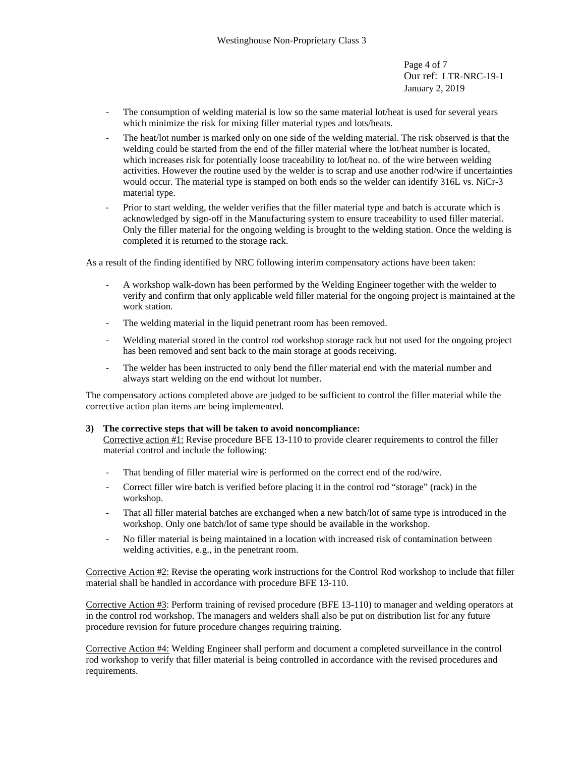- The consumption of welding material is low so the same material lot/heat is used for several years which minimize the risk for mixing filler material types and lots/heats.
- The heat/lot number is marked only on one side of the welding material. The risk observed is that the welding could be started from the end of the filler material where the lot/heat number is located, which increases risk for potentially loose traceability to lot/heat no. of the wire between welding activities. However the routine used by the welder is to scrap and use another rod/wire if uncertainties would occur. The material type is stamped on both ends so the welder can identify 316L vs. NiCr-3 material type.
- Prior to start welding, the welder verifies that the filler material type and batch is accurate which is acknowledged by sign-off in the Manufacturing system to ensure traceability to used filler material. Only the filler material for the ongoing welding is brought to the welding station. Once the welding is completed it is returned to the storage rack.

As a result of the finding identified by NRC following interim compensatory actions have been taken:

- A workshop walk-down has been performed by the Welding Engineer together with the welder to verify and confirm that only applicable weld filler material for the ongoing project is maintained at the work station.
- The welding material in the liquid penetrant room has been removed.
- Welding material stored in the control rod workshop storage rack but not used for the ongoing project has been removed and sent back to the main storage at goods receiving.
- The welder has been instructed to only bend the filler material end with the material number and always start welding on the end without lot number.

The compensatory actions completed above are judged to be sufficient to control the filler material while the corrective action plan items are being implemented.

**3) The corrective steps that will be taken to avoid noncompliance:**

Corrective action #1: Revise procedure BFE 13-110 to provide clearer requirements to control the filler material control and include the following:

- That bending of filler material wire is performed on the correct end of the rod/wire.
- Correct filler wire batch is verified before placing it in the control rod "storage" (rack) in the workshop.
- That all filler material batches are exchanged when a new batch/lot of same type is introduced in the workshop. Only one batch/lot of same type should be available in the workshop.
- No filler material is being maintained in a location with increased risk of contamination between welding activities, e.g., in the penetrant room.

Corrective Action #2: Revise the operating work instructions for the Control Rod workshop to include that filler material shall be handled in accordance with procedure BFE 13-110.

Corrective Action #3: Perform training of revised procedure (BFE 13-110) to manager and welding operators at in the control rod workshop. The managers and welders shall also be put on distribution list for any future procedure revision for future procedure changes requiring training.

Corrective Action #4: Welding Engineer shall perform and document a completed surveillance in the control rod workshop to verify that filler material is being controlled in accordance with the revised procedures and requirements.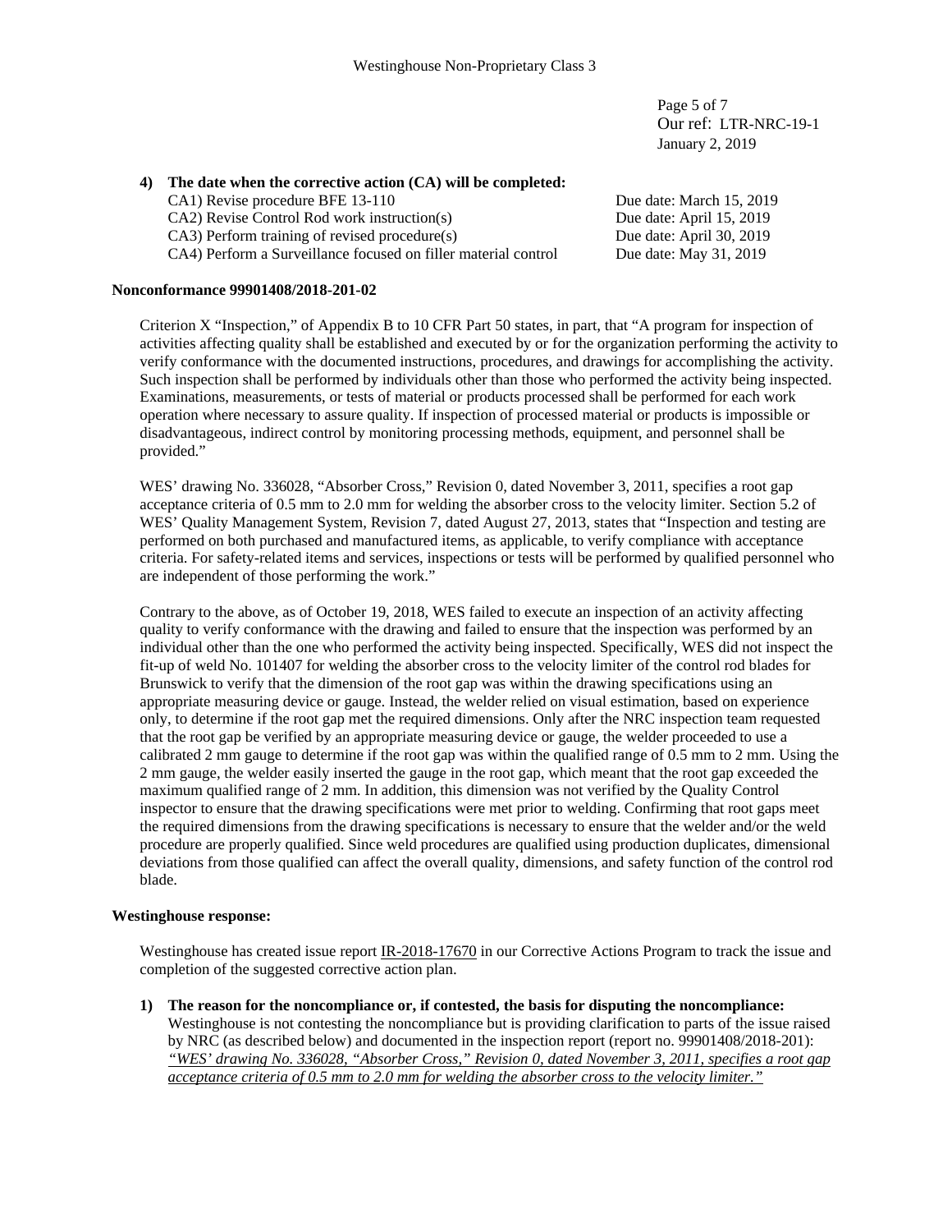4) **The date when the corrective action (CA) will be completed:**

| | |
|---|---|
| CA1) Revise procedure BFE 13-110 | Due date: March 15, 2019 |
| CA2) Revise Control Rod work instruction(s) | Due date: April 15, 2019 |
| CA3) Perform training of revised procedure(s) | Due date: April 30, 2019 |
| CA4) Perform a Surveillance focused on filler material control | Due date: May 31, 2019 |

**Nonconformance 99901408/2018-201-02**

Criterion X "Inspection," of Appendix B to 10 CFR Part 50 states, in part, that "A program for inspection of activities affecting quality shall be established and executed by or for the organization performing the activity to verify conformance with the documented instructions, procedures, and drawings for accomplishing the activity. Such inspection shall be performed by individuals other than those who performed the activity being inspected. Examinations, measurements, or tests of material or products processed shall be performed for each work operation where necessary to assure quality. If inspection of processed material or products is impossible or disadvantageous, indirect control by monitoring processing methods, equipment, and personnel shall be provided."

WES' drawing No. 336028, "Absorber Cross," Revision 0, dated November 3, 2011, specifies a root gap acceptance criteria of 0.5 mm to 2.0 mm for welding the absorber cross to the velocity limiter. Section 5.2 of WES' Quality Management System, Revision 7, dated August 27, 2013, states that "Inspection and testing are performed on both purchased and manufactured items, as applicable, to verify compliance with acceptance criteria. For safety-related items and services, inspections or tests will be performed by qualified personnel who are independent of those performing the work."

Contrary to the above, as of October 19, 2018, WES failed to execute an inspection of an activity affecting quality to verify conformance with the drawing and failed to ensure that the inspection was performed by an individual other than the one who performed the activity being inspected. Specifically, WES did not inspect the fit-up of weld No. 101407 for welding the absorber cross to the velocity limiter of the control rod blades for Brunswick to verify that the dimension of the root gap was within the drawing specifications using an appropriate measuring device or gauge. Instead, the welder relied on visual estimation, based on experience only, to determine if the root gap met the required dimensions. Only after the NRC inspection team requested that the root gap be verified by an appropriate measuring device or gauge, the welder proceeded to use a calibrated 2 mm gauge to determine if the root gap was within the qualified range of 0.5 mm to 2 mm. Using the 2 mm gauge, the welder easily inserted the gauge in the root gap, which meant that the root gap exceeded the maximum qualified range of 2 mm. In addition, this dimension was not verified by the Quality Control inspector to ensure that the drawing specifications were met prior to welding. Confirming that root gaps meet the required dimensions from the drawing specifications is necessary to ensure that the welder and/or the weld procedure are properly qualified. Since weld procedures are qualified using production duplicates, dimensional deviations from those qualified can affect the overall quality, dimensions, and safety function of the control rod blade.

**Westinghouse response:**

Westinghouse has created issue report IR-2018-17670 in our Corrective Actions Program to track the issue and completion of the suggested corrective action plan.

1) **The reason for the noncompliance or, if contested, the basis for disputing the noncompliance:**
Westinghouse is not contesting the noncompliance but is providing clarification to parts of the issue raised by NRC (as described below) and documented in the inspection report (report no. 99901408/2018-201):
*"WES' drawing No. 336028, "Absorber Cross," Revision 0, dated November 3, 2011, specifies a root gap acceptance criteria of 0.5 mm to 2.0 mm for welding the absorber cross to the velocity limiter."*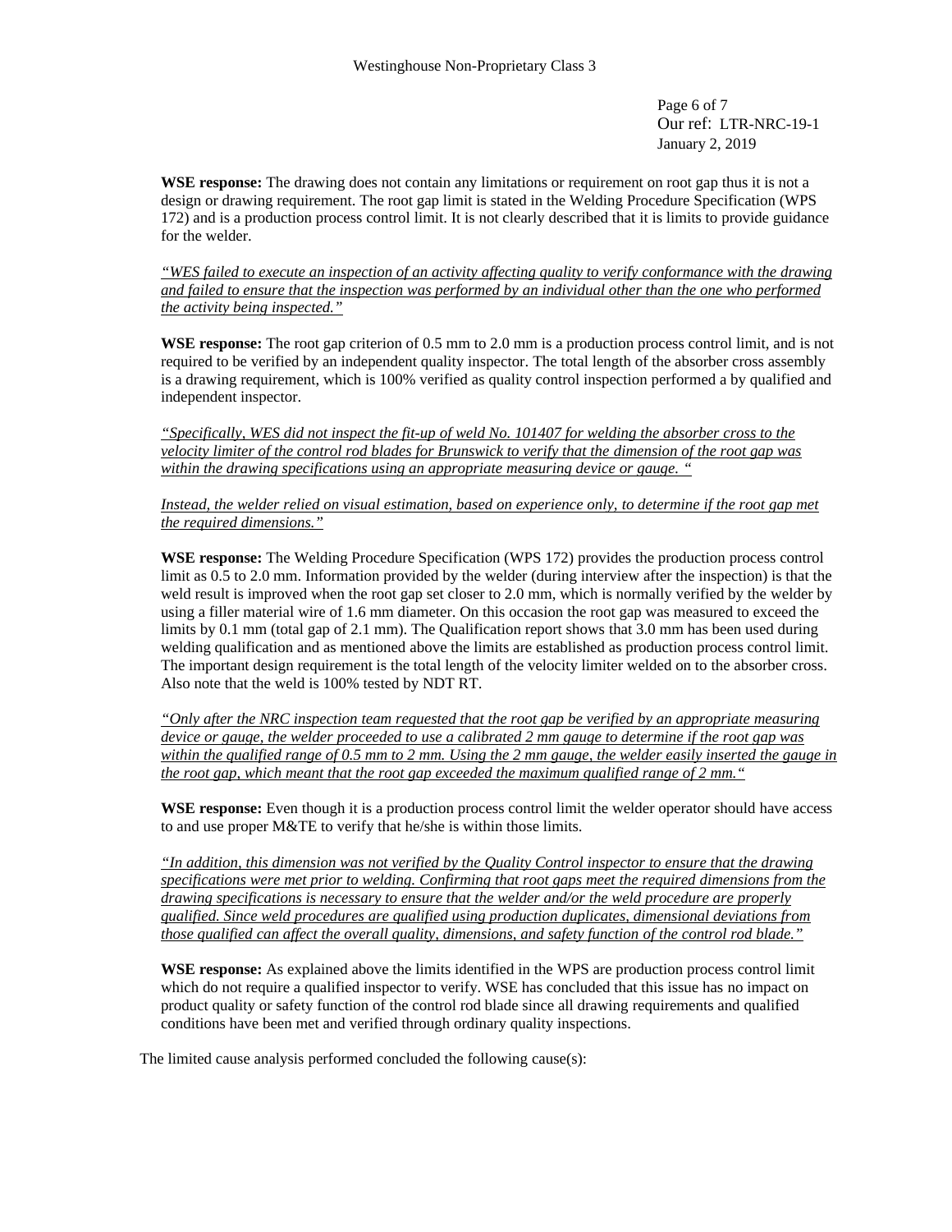**WSE response:** The drawing does not contain any limitations or requirement on root gap thus it is not a design or drawing requirement. The root gap limit is stated in the Welding Procedure Specification (WPS 172) and is a production process control limit. It is not clearly described that it is limits to provide guidance for the welder.

<u>*"WES failed to execute an inspection of an activity affecting quality to verify conformance with the drawing and failed to ensure that the inspection was performed by an individual other than the one who performed the activity being inspected."*</u>

**WSE response:** The root gap criterion of 0.5 mm to 2.0 mm is a production process control limit, and is not required to be verified by an independent quality inspector. The total length of the absorber cross assembly is a drawing requirement, which is 100% verified as quality control inspection performed a by qualified and independent inspector.

<u>*"Specifically, WES did not inspect the fit-up of weld No. 101407 for welding the absorber cross to the velocity limiter of the control rod blades for Brunswick to verify that the dimension of the root gap was within the drawing specifications using an appropriate measuring device or gauge. "*</u>

<u>*Instead, the welder relied on visual estimation, based on experience only, to determine if the root gap met the required dimensions."*</u>

**WSE response:** The Welding Procedure Specification (WPS 172) provides the production process control limit as 0.5 to 2.0 mm. Information provided by the welder (during interview after the inspection) is that the weld result is improved when the root gap set closer to 2.0 mm, which is normally verified by the welder by using a filler material wire of 1.6 mm diameter. On this occasion the root gap was measured to exceed the limits by 0.1 mm (total gap of 2.1 mm). The Qualification report shows that 3.0 mm has been used during welding qualification and as mentioned above the limits are established as production process control limit. The important design requirement is the total length of the velocity limiter welded on to the absorber cross. Also note that the weld is 100% tested by NDT RT.

<u>*"Only after the NRC inspection team requested that the root gap be verified by an appropriate measuring device or gauge, the welder proceeded to use a calibrated 2 mm gauge to determine if the root gap was within the qualified range of 0.5 mm to 2 mm. Using the 2 mm gauge, the welder easily inserted the gauge in the root gap, which meant that the root gap exceeded the maximum qualified range of 2 mm."*</u>

**WSE response:** Even though it is a production process control limit the welder operator should have access to and use proper M&TE to verify that he/she is within those limits.

<u>*"In addition, this dimension was not verified by the Quality Control inspector to ensure that the drawing specifications were met prior to welding. Confirming that root gaps meet the required dimensions from the drawing specifications is necessary to ensure that the welder and/or the weld procedure are properly qualified. Since weld procedures are qualified using production duplicates, dimensional deviations from those qualified can affect the overall quality, dimensions, and safety function of the control rod blade."*</u>

**WSE response:** As explained above the limits identified in the WPS are production process control limit which do not require a qualified inspector to verify. WSE has concluded that this issue has no impact on product quality or safety function of the control rod blade since all drawing requirements and qualified conditions have been met and verified through ordinary quality inspections.

The limited cause analysis performed concluded the following cause(s):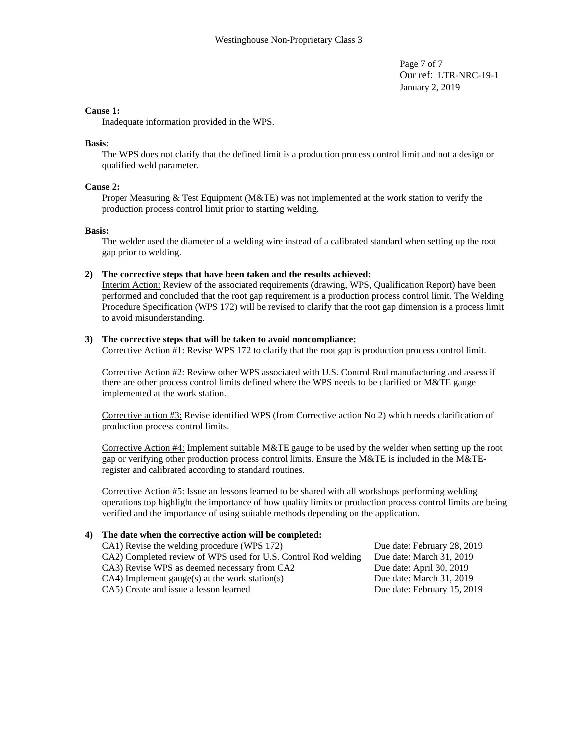**Cause 1:**

Inadequate information provided in the WPS.

**Basis**:

The WPS does not clarify that the defined limit is a production process control limit and not a design or qualified weld parameter.

**Cause 2:**

Proper Measuring & Test Equipment (M&TE) was not implemented at the work station to verify the production process control limit prior to starting welding.

**Basis:**

The welder used the diameter of a welding wire instead of a calibrated standard when setting up the root gap prior to welding.

**2) The corrective steps that have been taken and the results achieved:**

Interim Action: Review of the associated requirements (drawing, WPS, Qualification Report) have been performed and concluded that the root gap requirement is a production process control limit. The Welding Procedure Specification (WPS 172) will be revised to clarify that the root gap dimension is a process limit to avoid misunderstanding.

**3) The corrective steps that will be taken to avoid noncompliance:**

Corrective Action #1: Revise WPS 172 to clarify that the root gap is production process control limit.

Corrective Action #2: Review other WPS associated with U.S. Control Rod manufacturing and assess if there are other process control limits defined where the WPS needs to be clarified or M&TE gauge implemented at the work station.

Corrective action #3: Revise identified WPS (from Corrective action No 2) which needs clarification of production process control limits.

Corrective Action #4: Implement suitable M&TE gauge to be used by the welder when setting up the root gap or verifying other production process control limits. Ensure the M&TE is included in the M&TE-register and calibrated according to standard routines.

Corrective Action #5: Issue an lessons learned to be shared with all workshops performing welding operations top highlight the importance of how quality limits or production process control limits are being verified and the importance of using suitable methods depending on the application.

**4) The date when the corrective action will be completed:**

| | |
|---|---|
| CA1) Revise the welding procedure (WPS 172) | Due date: February 28, 2019 |
| CA2) Completed review of WPS used for U.S. Control Rod welding | Due date: March 31, 2019 |
| CA3) Revise WPS as deemed necessary from CA2 | Due date: April 30, 2019 |
| CA4) Implement gauge(s) at the work station(s) | Due date: March 31, 2019 |
| CA5) Create and issue a lesson learned | Due date: February 15, 2019 |